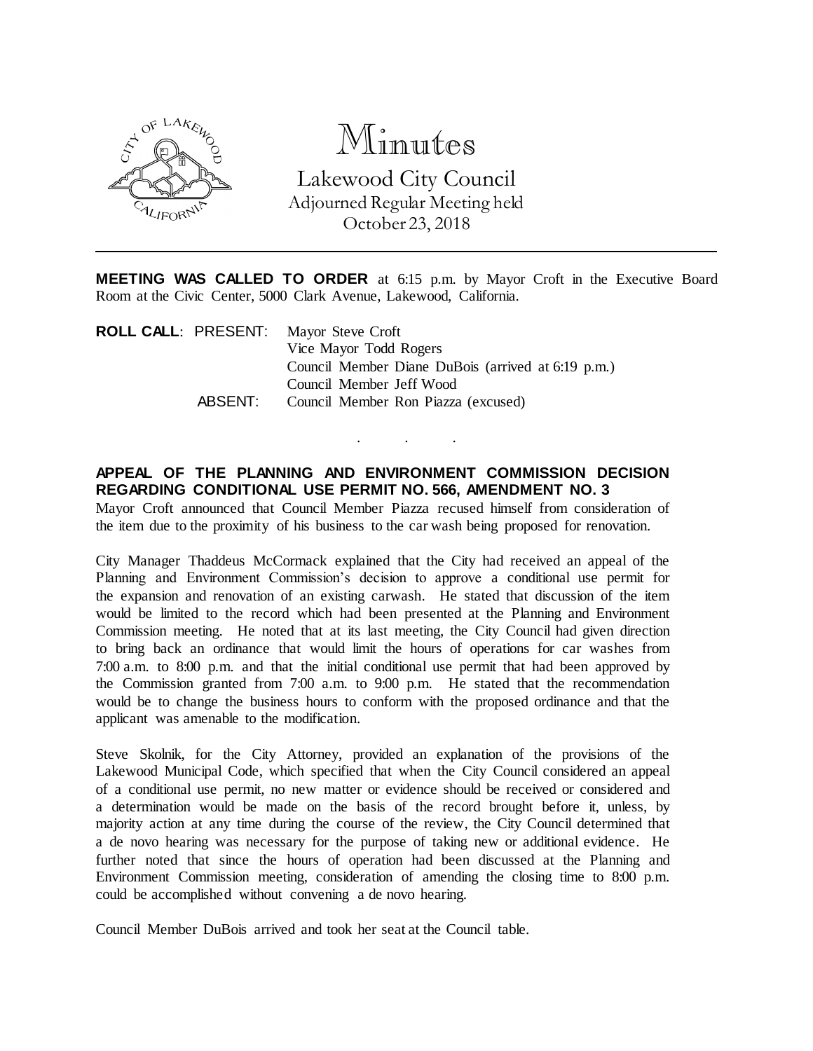# Minutes

## Lakewood City Council

Adjourned Regular Meeting held
October 23, 2018

---

**MEETING WAS CALLED TO ORDER** at 6:15 p.m. by Mayor Croft in the Executive Board Room at the Civic Center, 5000 Clark Avenue, Lakewood, California.

**ROLL CALL**: PRESENT: Mayor Steve Croft
Vice Mayor Todd Rogers
Council Member Diane DuBois (arrived at 6:19 p.m.)
Council Member Jeff Wood

ABSENT: Council Member Ron Piazza (excused)

. . .

**APPEAL OF THE PLANNING AND ENVIRONMENT COMMISSION DECISION REGARDING CONDITIONAL USE PERMIT NO. 566, AMENDMENT NO. 3**

Mayor Croft announced that Council Member Piazza recused himself from consideration of the item due to the proximity of his business to the car wash being proposed for renovation.

City Manager Thaddeus McCormack explained that the City had received an appeal of the Planning and Environment Commission's decision to approve a conditional use permit for the expansion and renovation of an existing carwash. He stated that discussion of the item would be limited to the record which had been presented at the Planning and Environment Commission meeting. He noted that at its last meeting, the City Council had given direction to bring back an ordinance that would limit the hours of operations for car washes from 7:00 a.m. to 8:00 p.m. and that the initial conditional use permit that had been approved by the Commission granted from 7:00 a.m. to 9:00 p.m. He stated that the recommendation would be to change the business hours to conform with the proposed ordinance and that the applicant was amenable to the modification.

Steve Skolnik, for the City Attorney, provided an explanation of the provisions of the Lakewood Municipal Code, which specified that when the City Council considered an appeal of a conditional use permit, no new matter or evidence should be received or considered and a determination would be made on the basis of the record brought before it, unless, by majority action at any time during the course of the review, the City Council determined that a de novo hearing was necessary for the purpose of taking new or additional evidence. He further noted that since the hours of operation had been discussed at the Planning and Environment Commission meeting, consideration of amending the closing time to 8:00 p.m. could be accomplished without convening a de novo hearing.

Council Member DuBois arrived and took her seat at the Council table.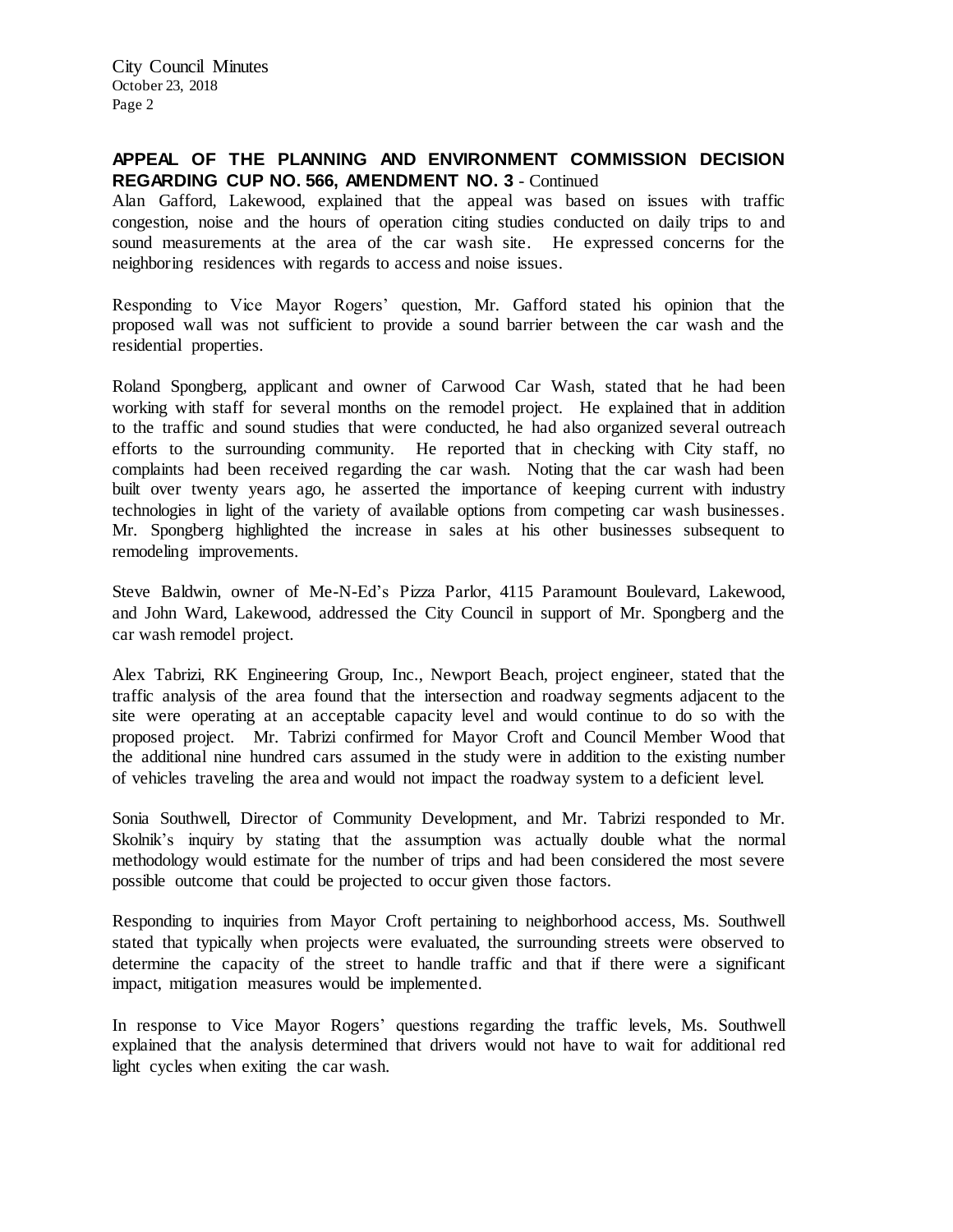## APPEAL OF THE PLANNING AND ENVIRONMENT COMMISSION DECISION REGARDING CUP NO. 566, AMENDMENT NO. 3 - Continued

Alan Gafford, Lakewood, explained that the appeal was based on issues with traffic congestion, noise and the hours of operation citing studies conducted on daily trips to and sound measurements at the area of the car wash site. He expressed concerns for the neighboring residences with regards to access and noise issues.

Responding to Vice Mayor Rogers' question, Mr. Gafford stated his opinion that the proposed wall was not sufficient to provide a sound barrier between the car wash and the residential properties.

Roland Spongberg, applicant and owner of Carwood Car Wash, stated that he had been working with staff for several months on the remodel project. He explained that in addition to the traffic and sound studies that were conducted, he had also organized several outreach efforts to the surrounding community. He reported that in checking with City staff, no complaints had been received regarding the car wash. Noting that the car wash had been built over twenty years ago, he asserted the importance of keeping current with industry technologies in light of the variety of available options from competing car wash businesses. Mr. Spongberg highlighted the increase in sales at his other businesses subsequent to remodeling improvements.

Steve Baldwin, owner of Me-N-Ed's Pizza Parlor, 4115 Paramount Boulevard, Lakewood, and John Ward, Lakewood, addressed the City Council in support of Mr. Spongberg and the car wash remodel project.

Alex Tabrizi, RK Engineering Group, Inc., Newport Beach, project engineer, stated that the traffic analysis of the area found that the intersection and roadway segments adjacent to the site were operating at an acceptable capacity level and would continue to do so with the proposed project. Mr. Tabrizi confirmed for Mayor Croft and Council Member Wood that the additional nine hundred cars assumed in the study were in addition to the existing number of vehicles traveling the area and would not impact the roadway system to a deficient level.

Sonia Southwell, Director of Community Development, and Mr. Tabrizi responded to Mr. Skolnik's inquiry by stating that the assumption was actually double what the normal methodology would estimate for the number of trips and had been considered the most severe possible outcome that could be projected to occur given those factors.

Responding to inquiries from Mayor Croft pertaining to neighborhood access, Ms. Southwell stated that typically when projects were evaluated, the surrounding streets were observed to determine the capacity of the street to handle traffic and that if there were a significant impact, mitigation measures would be implemented.

In response to Vice Mayor Rogers' questions regarding the traffic levels, Ms. Southwell explained that the analysis determined that drivers would not have to wait for additional red light cycles when exiting the car wash.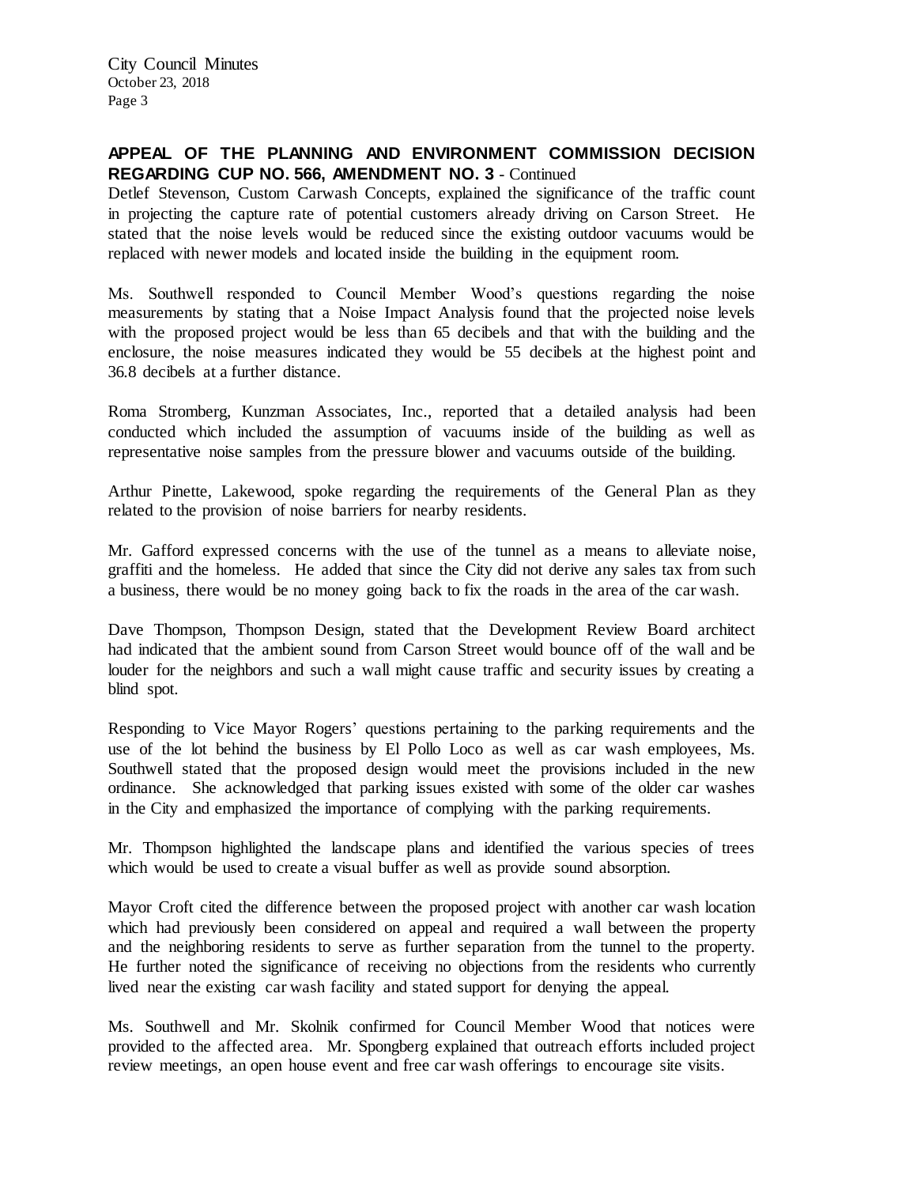**APPEAL OF THE PLANNING AND ENVIRONMENT COMMISSION DECISION REGARDING CUP NO. 566, AMENDMENT NO. 3** - Continued

Detlef Stevenson, Custom Carwash Concepts, explained the significance of the traffic count in projecting the capture rate of potential customers already driving on Carson Street. He stated that the noise levels would be reduced since the existing outdoor vacuums would be replaced with newer models and located inside the building in the equipment room.

Ms. Southwell responded to Council Member Wood's questions regarding the noise measurements by stating that a Noise Impact Analysis found that the projected noise levels with the proposed project would be less than 65 decibels and that with the building and the enclosure, the noise measures indicated they would be 55 decibels at the highest point and 36.8 decibels at a further distance.

Roma Stromberg, Kunzman Associates, Inc., reported that a detailed analysis had been conducted which included the assumption of vacuums inside of the building as well as representative noise samples from the pressure blower and vacuums outside of the building.

Arthur Pinette, Lakewood, spoke regarding the requirements of the General Plan as they related to the provision of noise barriers for nearby residents.

Mr. Gafford expressed concerns with the use of the tunnel as a means to alleviate noise, graffiti and the homeless. He added that since the City did not derive any sales tax from such a business, there would be no money going back to fix the roads in the area of the car wash.

Dave Thompson, Thompson Design, stated that the Development Review Board architect had indicated that the ambient sound from Carson Street would bounce off of the wall and be louder for the neighbors and such a wall might cause traffic and security issues by creating a blind spot.

Responding to Vice Mayor Rogers' questions pertaining to the parking requirements and the use of the lot behind the business by El Pollo Loco as well as car wash employees, Ms. Southwell stated that the proposed design would meet the provisions included in the new ordinance. She acknowledged that parking issues existed with some of the older car washes in the City and emphasized the importance of complying with the parking requirements.

Mr. Thompson highlighted the landscape plans and identified the various species of trees which would be used to create a visual buffer as well as provide sound absorption.

Mayor Croft cited the difference between the proposed project with another car wash location which had previously been considered on appeal and required a wall between the property and the neighboring residents to serve as further separation from the tunnel to the property. He further noted the significance of receiving no objections from the residents who currently lived near the existing car wash facility and stated support for denying the appeal.

Ms. Southwell and Mr. Skolnik confirmed for Council Member Wood that notices were provided to the affected area. Mr. Spongberg explained that outreach efforts included project review meetings, an open house event and free car wash offerings to encourage site visits.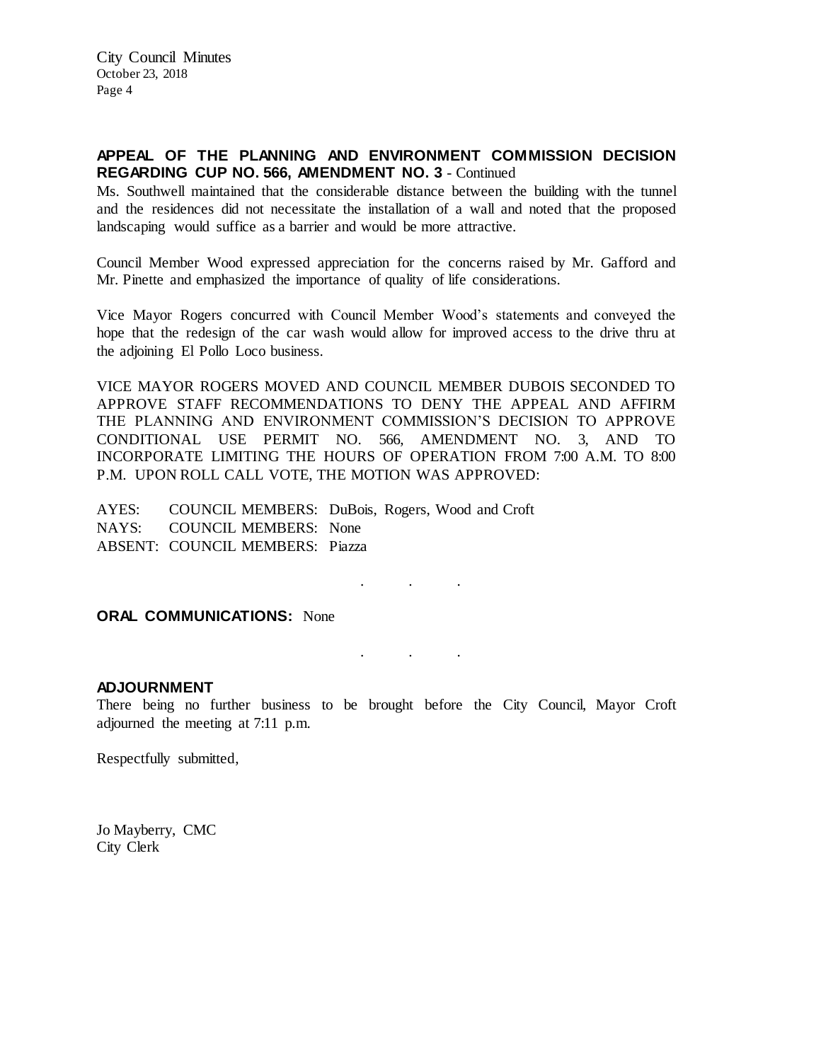**APPEAL OF THE PLANNING AND ENVIRONMENT COMMISSION DECISION REGARDING CUP NO. 566, AMENDMENT NO. 3** - Continued

Ms. Southwell maintained that the considerable distance between the building with the tunnel and the residences did not necessitate the installation of a wall and noted that the proposed landscaping would suffice as a barrier and would be more attractive.

Council Member Wood expressed appreciation for the concerns raised by Mr. Gafford and Mr. Pinette and emphasized the importance of quality of life considerations.

Vice Mayor Rogers concurred with Council Member Wood's statements and conveyed the hope that the redesign of the car wash would allow for improved access to the drive thru at the adjoining El Pollo Loco business.

VICE MAYOR ROGERS MOVED AND COUNCIL MEMBER DUBOIS SECONDED TO APPROVE STAFF RECOMMENDATIONS TO DENY THE APPEAL AND AFFIRM THE PLANNING AND ENVIRONMENT COMMISSION'S DECISION TO APPROVE CONDITIONAL USE PERMIT NO. 566, AMENDMENT NO. 3, AND TO INCORPORATE LIMITING THE HOURS OF OPERATION FROM 7:00 A.M. TO 8:00 P.M. UPON ROLL CALL VOTE, THE MOTION WAS APPROVED:

AYES: COUNCIL MEMBERS: DuBois, Rogers, Wood and Croft
NAYS: COUNCIL MEMBERS: None
ABSENT: COUNCIL MEMBERS: Piazza

. . .

**ORAL COMMUNICATIONS:** None

. . .

**ADJOURNMENT**

There being no further business to be brought before the City Council, Mayor Croft adjourned the meeting at 7:11 p.m.

Respectfully submitted,

Jo Mayberry, CMC
City Clerk